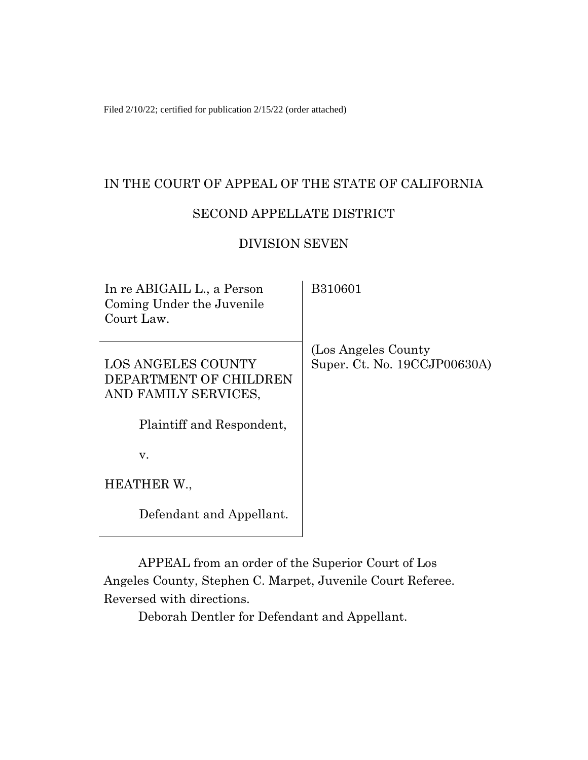Filed 2/10/22; certified for publication 2/15/22 (order attached)

IN THE COURT OF APPEAL OF THE STATE OF CALIFORNIA

SECOND APPELLATE DISTRICT

DIVISION SEVEN

| | |
|---|---|
| In re ABIGAIL L., a Person Coming Under the Juvenile Court Law. | B310601 |
| LOS ANGELES COUNTY DEPARTMENT OF CHILDREN AND FAMILY SERVICES,<br><br>Plaintiff and Respondent,<br><br>v.<br><br>HEATHER W.,<br><br>Defendant and Appellant. | (Los Angeles County Super. Ct. No. 19CCJP00630A) |

APPEAL from an order of the Superior Court of Los Angeles County, Stephen C. Marpet, Juvenile Court Referee. Reversed with directions.

Deborah Dentler for Defendant and Appellant.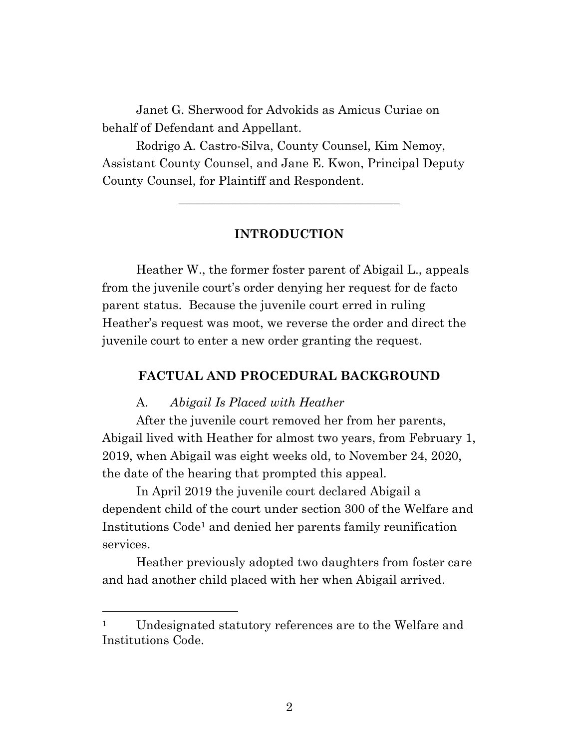Janet G. Sherwood for Advokids as Amicus Curiae on behalf of Defendant and Appellant.

Rodrigo A. Castro-Silva, County Counsel, Kim Nemoy, Assistant County Counsel, and Jane E. Kwon, Principal Deputy County Counsel, for Plaintiff and Respondent.

---

## INTRODUCTION

Heather W., the former foster parent of Abigail L., appeals from the juvenile court's order denying her request for de facto parent status. Because the juvenile court erred in ruling Heather's request was moot, we reverse the order and direct the juvenile court to enter a new order granting the request.

## FACTUAL AND PROCEDURAL BACKGROUND

A. *Abigail Is Placed with Heather*

After the juvenile court removed her from her parents, Abigail lived with Heather for almost two years, from February 1, 2019, when Abigail was eight weeks old, to November 24, 2020, the date of the hearing that prompted this appeal.

In April 2019 the juvenile court declared Abigail a dependent child of the court under section 300 of the Welfare and Institutions Code[1] and denied her parents family reunification services.

Heather previously adopted two daughters from foster care and had another child placed with her when Abigail arrived.

---

[1] Undesignated statutory references are to the Welfare and Institutions Code.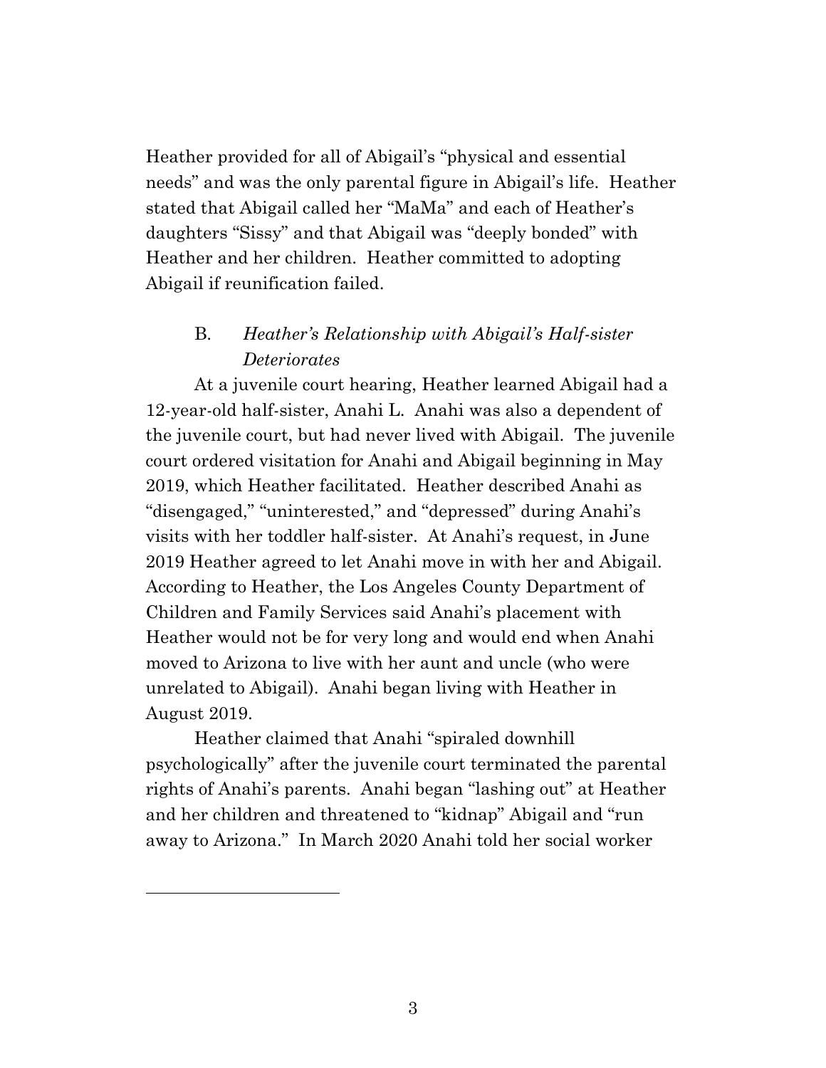Heather provided for all of Abigail's "physical and essential needs" and was the only parental figure in Abigail's life. Heather stated that Abigail called her "MaMa" and each of Heather's daughters "Sissy" and that Abigail was "deeply bonded" with Heather and her children. Heather committed to adopting Abigail if reunification failed.

### B. *Heather's Relationship with Abigail's Half-sister Deteriorates*

At a juvenile court hearing, Heather learned Abigail had a 12-year-old half-sister, Anahi L. Anahi was also a dependent of the juvenile court, but had never lived with Abigail. The juvenile court ordered visitation for Anahi and Abigail beginning in May 2019, which Heather facilitated. Heather described Anahi as "disengaged," "uninterested," and "depressed" during Anahi's visits with her toddler half-sister. At Anahi's request, in June 2019 Heather agreed to let Anahi move in with her and Abigail. According to Heather, the Los Angeles County Department of Children and Family Services said Anahi's placement with Heather would not be for very long and would end when Anahi moved to Arizona to live with her aunt and uncle (who were unrelated to Abigail). Anahi began living with Heather in August 2019.

Heather claimed that Anahi "spiraled downhill psychologically" after the juvenile court terminated the parental rights of Anahi's parents. Anahi began "lashing out" at Heather and her children and threatened to "kidnap" Abigail and "run away to Arizona." In March 2020 Anahi told her social worker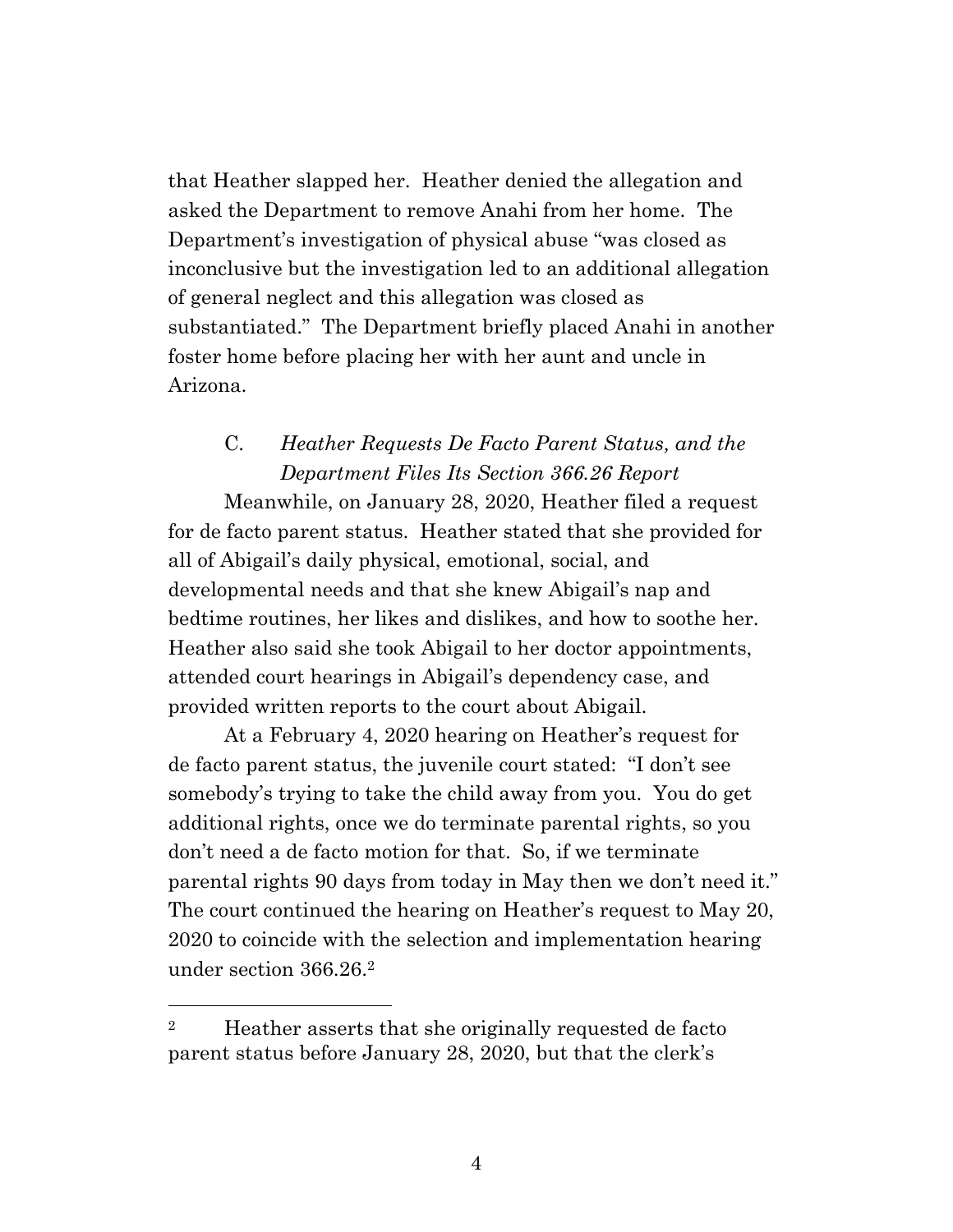that Heather slapped her. Heather denied the allegation and asked the Department to remove Anahi from her home. The Department's investigation of physical abuse "was closed as inconclusive but the investigation led to an additional allegation of general neglect and this allegation was closed as substantiated." The Department briefly placed Anahi in another foster home before placing her with her aunt and uncle in Arizona.

### C. *Heather Requests De Facto Parent Status, and the Department Files Its Section 366.26 Report*

Meanwhile, on January 28, 2020, Heather filed a request for de facto parent status. Heather stated that she provided for all of Abigail's daily physical, emotional, social, and developmental needs and that she knew Abigail's nap and bedtime routines, her likes and dislikes, and how to soothe her. Heather also said she took Abigail to her doctor appointments, attended court hearings in Abigail's dependency case, and provided written reports to the court about Abigail.

At a February 4, 2020 hearing on Heather's request for de facto parent status, the juvenile court stated: "I don't see somebody's trying to take the child away from you. You do get additional rights, once we do terminate parental rights, so you don't need a de facto motion for that. So, if we terminate parental rights 90 days from today in May then we don't need it." The court continued the hearing on Heather's request to May 20, 2020 to coincide with the selection and implementation hearing under section 366.26.[2]

---

[2] Heather asserts that she originally requested de facto parent status before January 28, 2020, but that the clerk's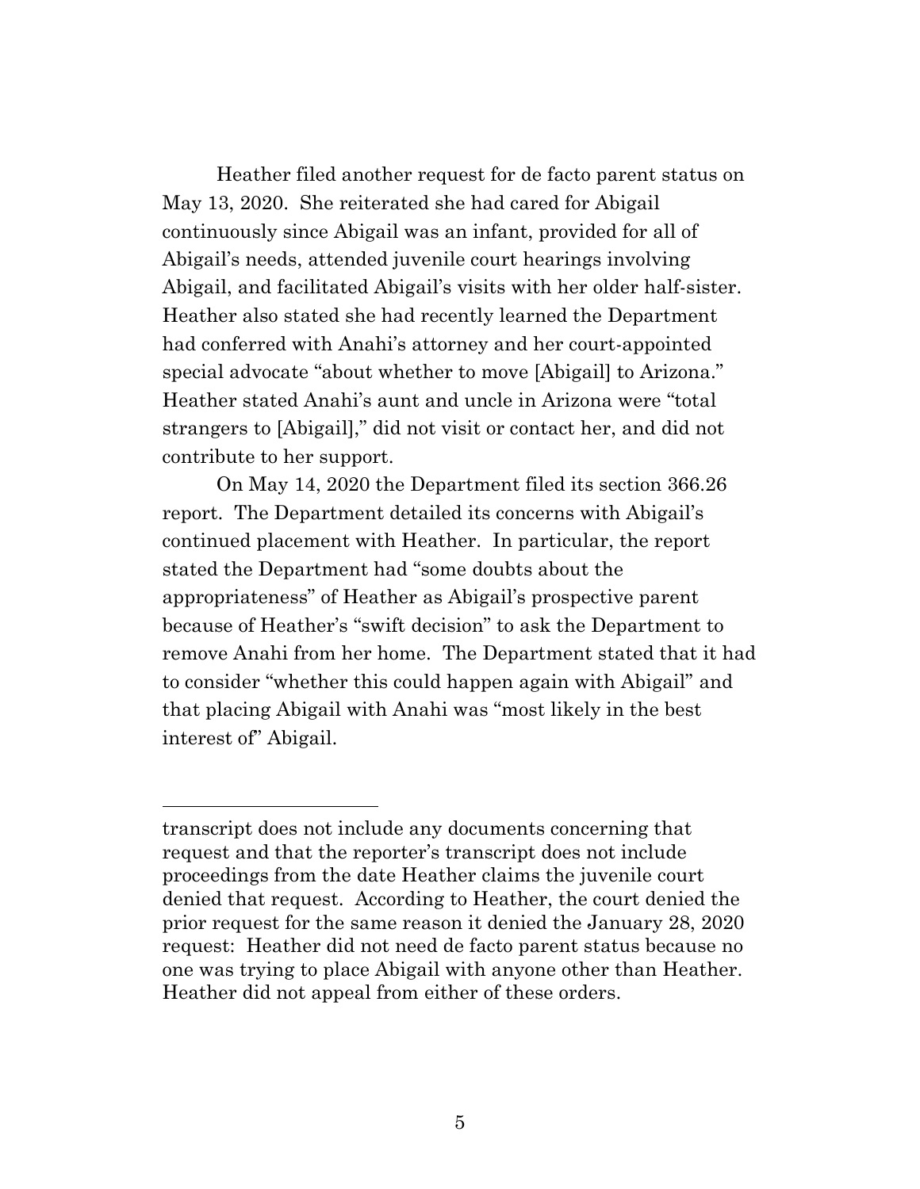Heather filed another request for de facto parent status on May 13, 2020. She reiterated she had cared for Abigail continuously since Abigail was an infant, provided for all of Abigail's needs, attended juvenile court hearings involving Abigail, and facilitated Abigail's visits with her older half-sister. Heather also stated she had recently learned the Department had conferred with Anahi's attorney and her court-appointed special advocate "about whether to move [Abigail] to Arizona." Heather stated Anahi's aunt and uncle in Arizona were "total strangers to [Abigail]," did not visit or contact her, and did not contribute to her support.

On May 14, 2020 the Department filed its section 366.26 report. The Department detailed its concerns with Abigail's continued placement with Heather. In particular, the report stated the Department had "some doubts about the appropriateness" of Heather as Abigail's prospective parent because of Heather's "swift decision" to ask the Department to remove Anahi from her home. The Department stated that it had to consider "whether this could happen again with Abigail" and that placing Abigail with Anahi was "most likely in the best interest of" Abigail.

---

transcript does not include any documents concerning that request and that the reporter's transcript does not include proceedings from the date Heather claims the juvenile court denied that request. According to Heather, the court denied the prior request for the same reason it denied the January 28, 2020 request: Heather did not need de facto parent status because no one was trying to place Abigail with anyone other than Heather. Heather did not appeal from either of these orders.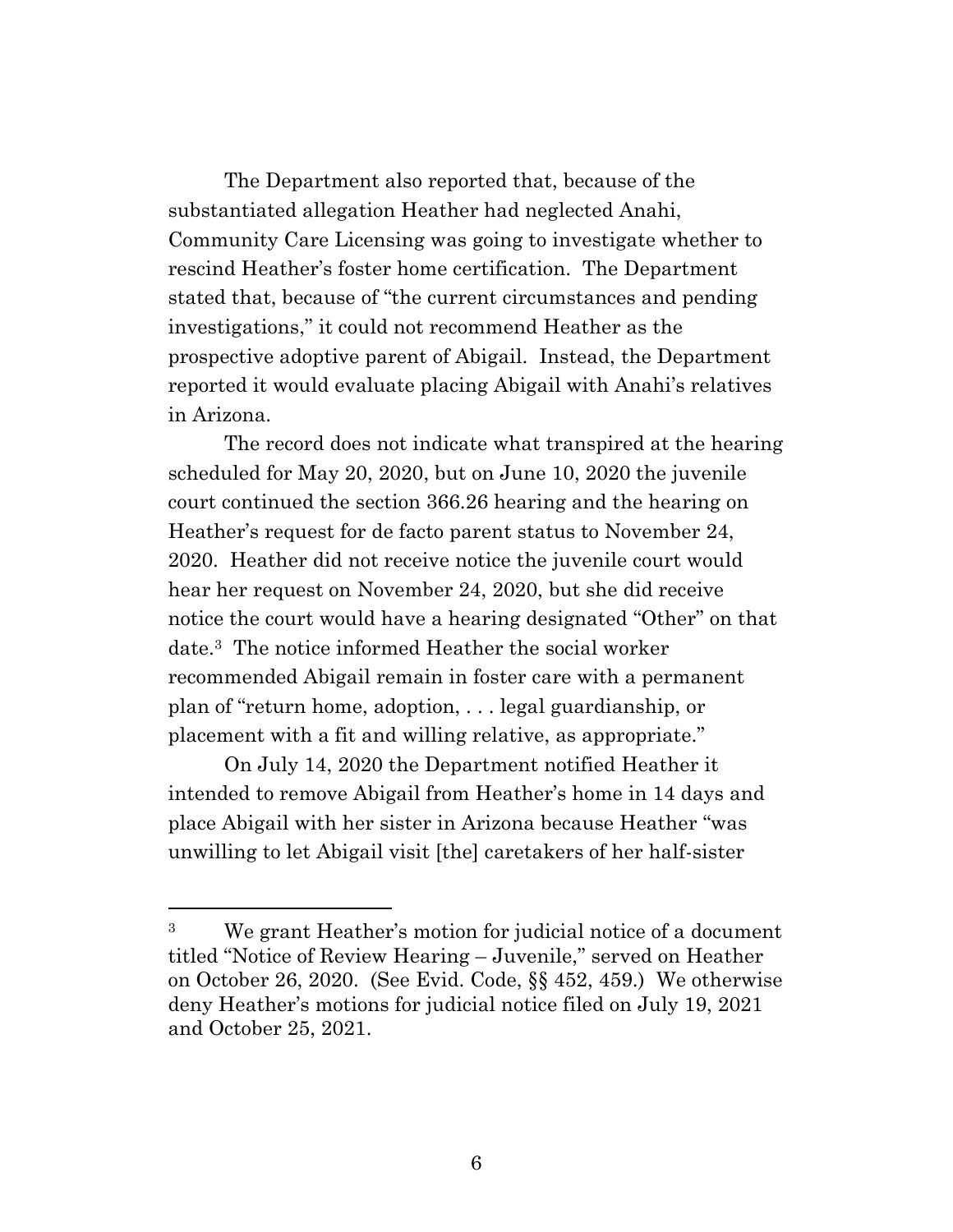The Department also reported that, because of the substantiated allegation Heather had neglected Anahi, Community Care Licensing was going to investigate whether to rescind Heather's foster home certification. The Department stated that, because of "the current circumstances and pending investigations," it could not recommend Heather as the prospective adoptive parent of Abigail. Instead, the Department reported it would evaluate placing Abigail with Anahi's relatives in Arizona.

The record does not indicate what transpired at the hearing scheduled for May 20, 2020, but on June 10, 2020 the juvenile court continued the section 366.26 hearing and the hearing on Heather's request for de facto parent status to November 24, 2020. Heather did not receive notice the juvenile court would hear her request on November 24, 2020, but she did receive notice the court would have a hearing designated "Other" on that date.[3] The notice informed Heather the social worker recommended Abigail remain in foster care with a permanent plan of "return home, adoption, . . . legal guardianship, or placement with a fit and willing relative, as appropriate."

On July 14, 2020 the Department notified Heather it intended to remove Abigail from Heather's home in 14 days and place Abigail with her sister in Arizona because Heather "was unwilling to let Abigail visit [the] caretakers of her half-sister

---

[3] We grant Heather's motion for judicial notice of a document titled "Notice of Review Hearing – Juvenile," served on Heather on October 26, 2020. (See Evid. Code, §§ 452, 459.) We otherwise deny Heather's motions for judicial notice filed on July 19, 2021 and October 25, 2021.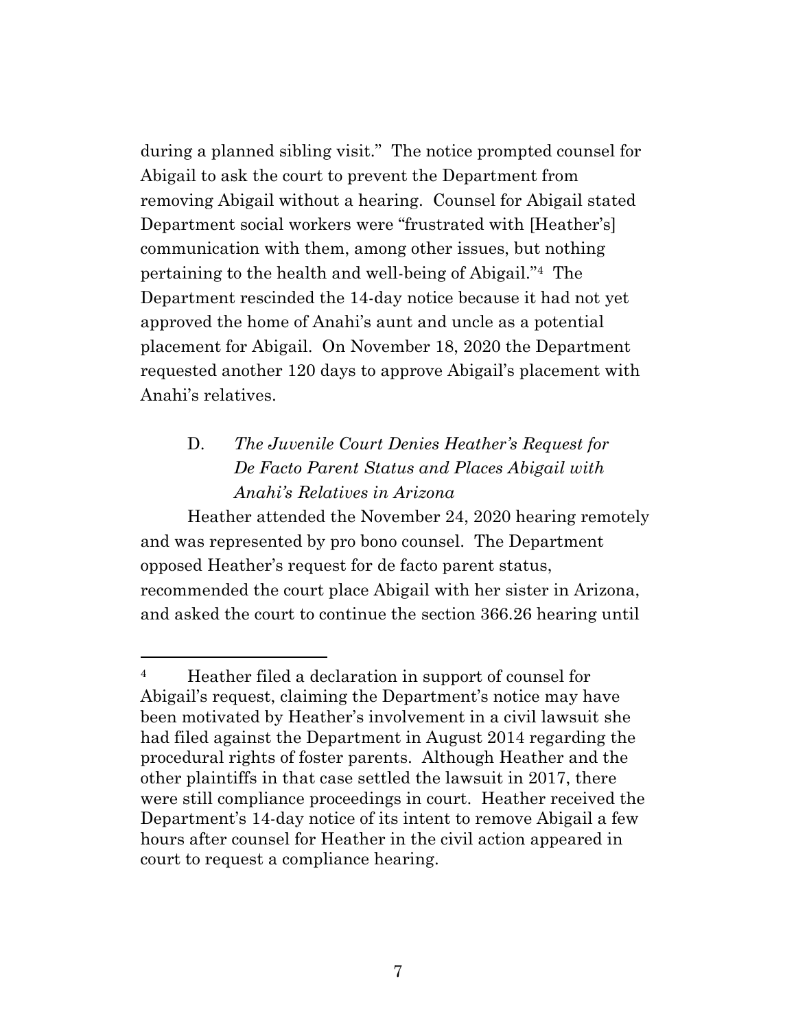during a planned sibling visit." The notice prompted counsel for Abigail to ask the court to prevent the Department from removing Abigail without a hearing. Counsel for Abigail stated Department social workers were "frustrated with [Heather's] communication with them, among other issues, but nothing pertaining to the health and well-being of Abigail."[4] The Department rescinded the 14-day notice because it had not yet approved the home of Anahi's aunt and uncle as a potential placement for Abigail. On November 18, 2020 the Department requested another 120 days to approve Abigail's placement with Anahi's relatives.

### D. *The Juvenile Court Denies Heather's Request for De Facto Parent Status and Places Abigail with Anahi's Relatives in Arizona*

Heather attended the November 24, 2020 hearing remotely and was represented by pro bono counsel. The Department opposed Heather's request for de facto parent status, recommended the court place Abigail with her sister in Arizona, and asked the court to continue the section 366.26 hearing until

---

[4] Heather filed a declaration in support of counsel for Abigail's request, claiming the Department's notice may have been motivated by Heather's involvement in a civil lawsuit she had filed against the Department in August 2014 regarding the procedural rights of foster parents. Although Heather and the other plaintiffs in that case settled the lawsuit in 2017, there were still compliance proceedings in court. Heather received the Department's 14-day notice of its intent to remove Abigail a few hours after counsel for Heather in the civil action appeared in court to request a compliance hearing.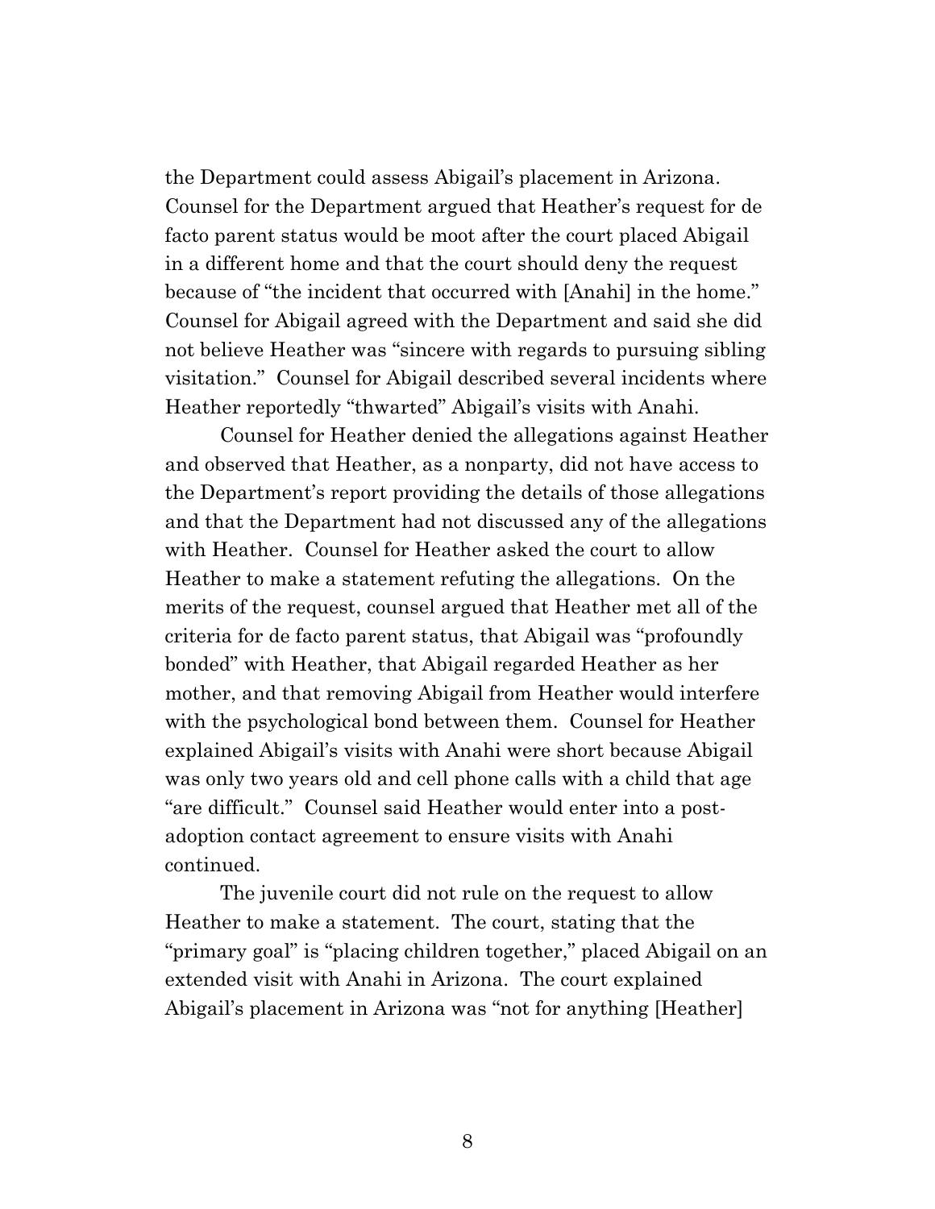the Department could assess Abigail's placement in Arizona. Counsel for the Department argued that Heather's request for de facto parent status would be moot after the court placed Abigail in a different home and that the court should deny the request because of "the incident that occurred with [Anahi] in the home." Counsel for Abigail agreed with the Department and said she did not believe Heather was "sincere with regards to pursuing sibling visitation." Counsel for Abigail described several incidents where Heather reportedly "thwarted" Abigail's visits with Anahi.

Counsel for Heather denied the allegations against Heather and observed that Heather, as a nonparty, did not have access to the Department's report providing the details of those allegations and that the Department had not discussed any of the allegations with Heather. Counsel for Heather asked the court to allow Heather to make a statement refuting the allegations. On the merits of the request, counsel argued that Heather met all of the criteria for de facto parent status, that Abigail was "profoundly bonded" with Heather, that Abigail regarded Heather as her mother, and that removing Abigail from Heather would interfere with the psychological bond between them. Counsel for Heather explained Abigail's visits with Anahi were short because Abigail was only two years old and cell phone calls with a child that age "are difficult." Counsel said Heather would enter into a post-adoption contact agreement to ensure visits with Anahi continued.

The juvenile court did not rule on the request to allow Heather to make a statement. The court, stating that the "primary goal" is "placing children together," placed Abigail on an extended visit with Anahi in Arizona. The court explained Abigail's placement in Arizona was "not for anything [Heather]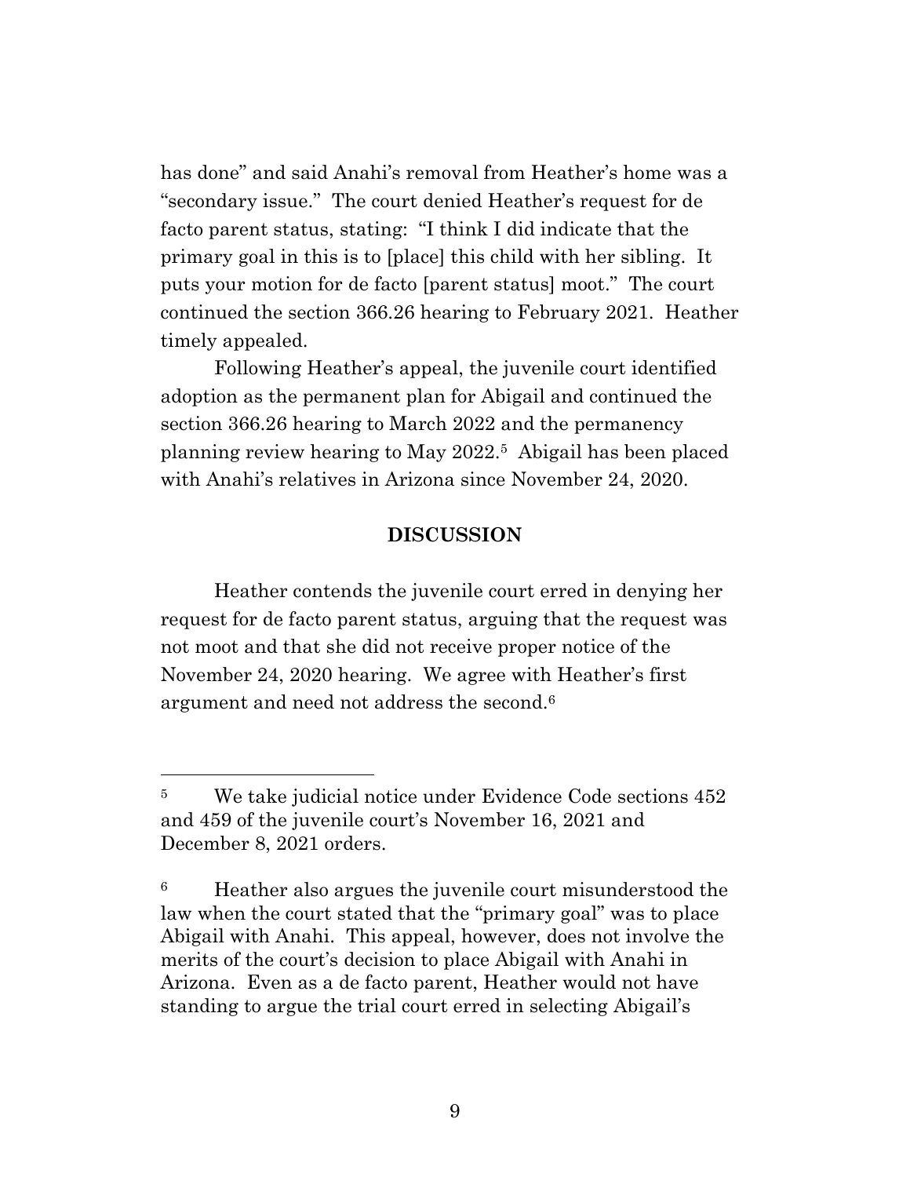has done" and said Anahi's removal from Heather's home was a "secondary issue." The court denied Heather's request for de facto parent status, stating: "I think I did indicate that the primary goal in this is to [place] this child with her sibling. It puts your motion for de facto [parent status] moot." The court continued the section 366.26 hearing to February 2021. Heather timely appealed.

Following Heather's appeal, the juvenile court identified adoption as the permanent plan for Abigail and continued the section 366.26 hearing to March 2022 and the permanency planning review hearing to May 2022.[5] Abigail has been placed with Anahi's relatives in Arizona since November 24, 2020.

## DISCUSSION

Heather contends the juvenile court erred in denying her request for de facto parent status, arguing that the request was not moot and that she did not receive proper notice of the November 24, 2020 hearing. We agree with Heather's first argument and need not address the second.[6]

---

[5] We take judicial notice under Evidence Code sections 452 and 459 of the juvenile court's November 16, 2021 and December 8, 2021 orders.

[6] Heather also argues the juvenile court misunderstood the law when the court stated that the "primary goal" was to place Abigail with Anahi. This appeal, however, does not involve the merits of the court's decision to place Abigail with Anahi in Arizona. Even as a de facto parent, Heather would not have standing to argue the trial court erred in selecting Abigail's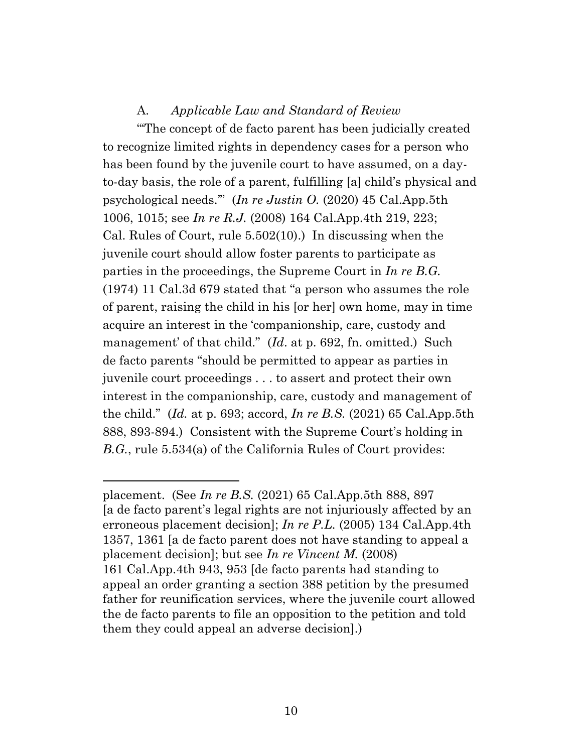### A. *Applicable Law and Standard of Review*

"'The concept of de facto parent has been judicially created to recognize limited rights in dependency cases for a person who has been found by the juvenile court to have assumed, on a day-to-day basis, the role of a parent, fulfilling [a] child's physical and psychological needs.'" (*In re Justin O.* (2020) 45 Cal.App.5th 1006, 1015; see *In re R.J.* (2008) 164 Cal.App.4th 219, 223; Cal. Rules of Court, rule 5.502(10).) In discussing when the juvenile court should allow foster parents to participate as parties in the proceedings, the Supreme Court in *In re B.G.* (1974) 11 Cal.3d 679 stated that "a person who assumes the role of parent, raising the child in his [or her] own home, may in time acquire an interest in the 'companionship, care, custody and management' of that child." (*Id*. at p. 692, fn. omitted.) Such de facto parents "should be permitted to appear as parties in juvenile court proceedings . . . to assert and protect their own interest in the companionship, care, custody and management of the child." (*Id.* at p. 693; accord, *In re B.S.* (2021) 65 Cal.App.5th 888, 893-894.) Consistent with the Supreme Court's holding in *B.G.*, rule 5.534(a) of the California Rules of Court provides:

---

placement. (See *In re B.S.* (2021) 65 Cal.App.5th 888, 897 [a de facto parent's legal rights are not injuriously affected by an erroneous placement decision]; *In re P.L.* (2005) 134 Cal.App.4th 1357, 1361 [a de facto parent does not have standing to appeal a placement decision]; but see *In re Vincent M.* (2008) 161 Cal.App.4th 943, 953 [de facto parents had standing to appeal an order granting a section 388 petition by the presumed father for reunification services, where the juvenile court allowed the de facto parents to file an opposition to the petition and told them they could appeal an adverse decision].)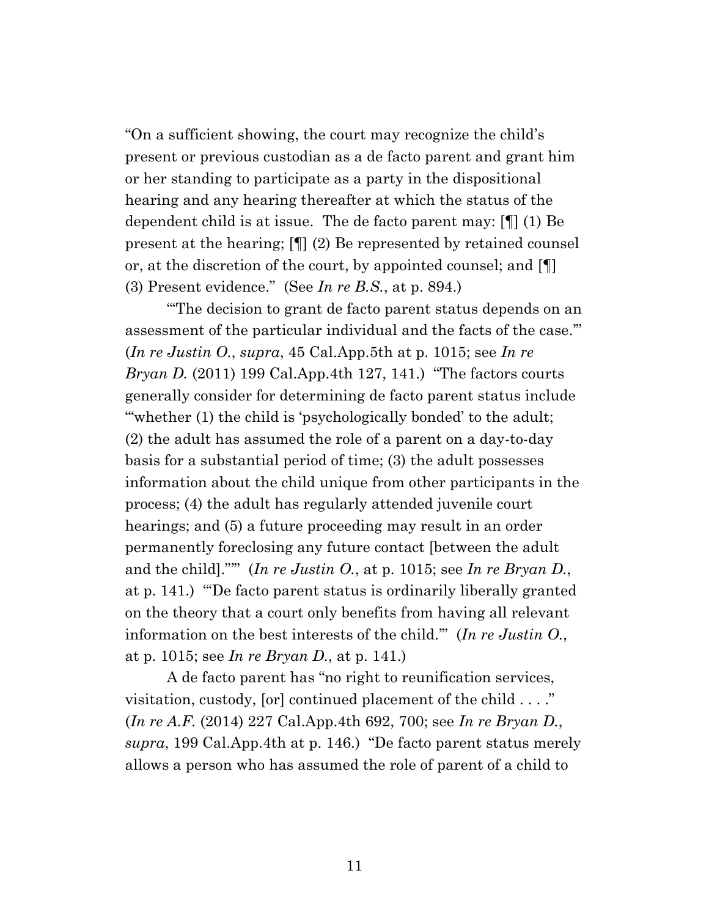"On a sufficient showing, the court may recognize the child's present or previous custodian as a de facto parent and grant him or her standing to participate as a party in the dispositional hearing and any hearing thereafter at which the status of the dependent child is at issue. The de facto parent may: [¶] (1) Be present at the hearing; [¶] (2) Be represented by retained counsel or, at the discretion of the court, by appointed counsel; and [¶] (3) Present evidence." (See *In re B.S.*, at p. 894.)

"'The decision to grant de facto parent status depends on an assessment of the particular individual and the facts of the case.'" (*In re Justin O.*, *supra*, 45 Cal.App.5th at p. 1015; see *In re Bryan D.* (2011) 199 Cal.App.4th 127, 141.) "The factors courts generally consider for determining de facto parent status include "'whether (1) the child is 'psychologically bonded' to the adult; (2) the adult has assumed the role of a parent on a day-to-day basis for a substantial period of time; (3) the adult possesses information about the child unique from other participants in the process; (4) the adult has regularly attended juvenile court hearings; and (5) a future proceeding may result in an order permanently foreclosing any future contact [between the adult and the child].'"" (*In re Justin O.*, at p. 1015; see *In re Bryan D.*, at p. 141.) "'De facto parent status is ordinarily liberally granted on the theory that a court only benefits from having all relevant information on the best interests of the child.'" (*In re Justin O.*, at p. 1015; see *In re Bryan D.*, at p. 141.)

A de facto parent has "no right to reunification services, visitation, custody, [or] continued placement of the child . . . ." (*In re A.F.* (2014) 227 Cal.App.4th 692, 700; see *In re Bryan D.*, *supra*, 199 Cal.App.4th at p. 146.) "De facto parent status merely allows a person who has assumed the role of parent of a child to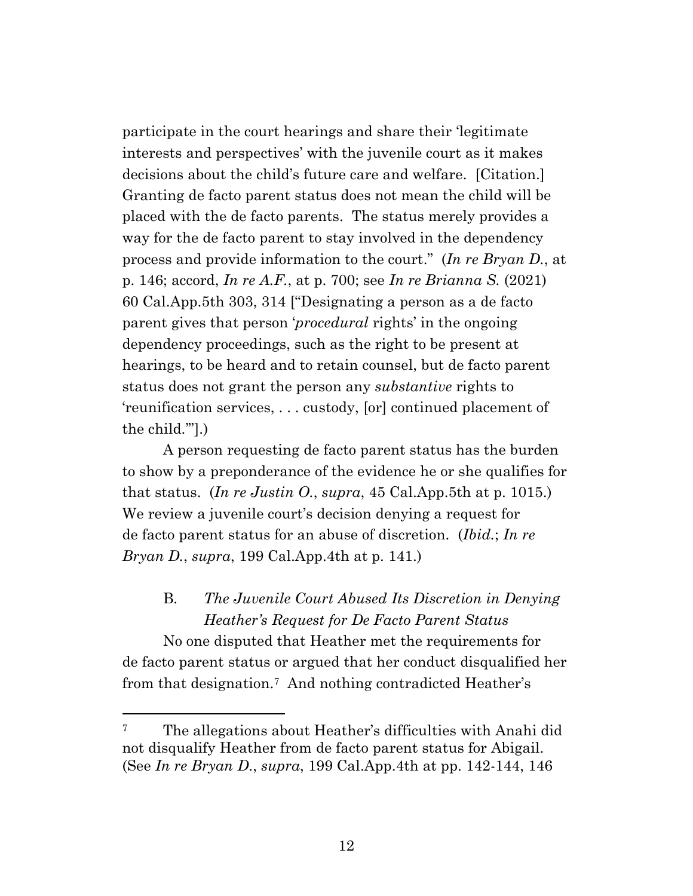participate in the court hearings and share their 'legitimate interests and perspectives' with the juvenile court as it makes decisions about the child's future care and welfare. [Citation.] Granting de facto parent status does not mean the child will be placed with the de facto parents. The status merely provides a way for the de facto parent to stay involved in the dependency process and provide information to the court." (*In re Bryan D.*, at p. 146; accord, *In re A.F.*, at p. 700; see *In re Brianna S.* (2021) 60 Cal.App.5th 303, 314 ["Designating a person as a de facto parent gives that person '*procedural* rights' in the ongoing dependency proceedings, such as the right to be present at hearings, to be heard and to retain counsel, but de facto parent status does not grant the person any *substantive* rights to 'reunification services, . . . custody, [or] continued placement of the child.'"].)

A person requesting de facto parent status has the burden to show by a preponderance of the evidence he or she qualifies for that status. (*In re Justin O.*, *supra*, 45 Cal.App.5th at p. 1015.) We review a juvenile court's decision denying a request for de facto parent status for an abuse of discretion. (*Ibid.*; *In re Bryan D.*, *supra*, 199 Cal.App.4th at p. 141.)

### B. *The Juvenile Court Abused Its Discretion in Denying Heather's Request for De Facto Parent Status*

No one disputed that Heather met the requirements for de facto parent status or argued that her conduct disqualified her from that designation.[7] And nothing contradicted Heather's

---

[7] The allegations about Heather's difficulties with Anahi did not disqualify Heather from de facto parent status for Abigail. (See *In re Bryan D.*, *supra*, 199 Cal.App.4th at pp. 142-144, 146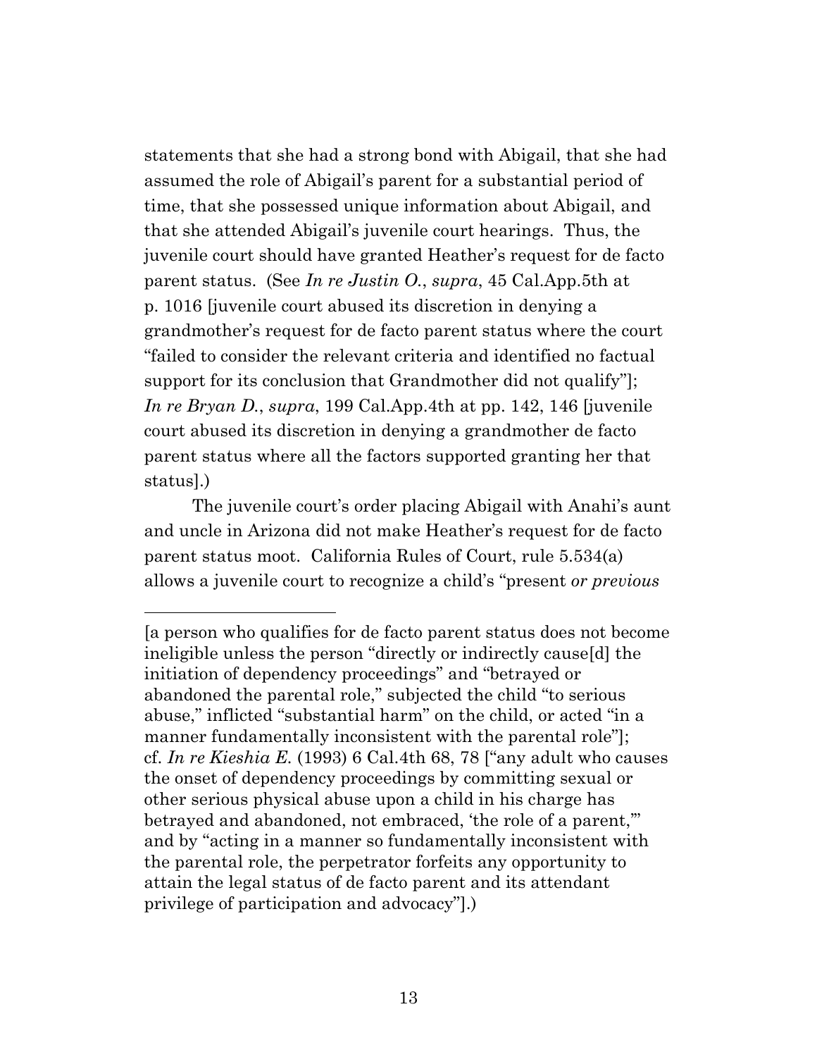statements that she had a strong bond with Abigail, that she had assumed the role of Abigail's parent for a substantial period of time, that she possessed unique information about Abigail, and that she attended Abigail's juvenile court hearings. Thus, the juvenile court should have granted Heather's request for de facto parent status. (See *In re Justin O.*, *supra*, 45 Cal.App.5th at p. 1016 [juvenile court abused its discretion in denying a grandmother's request for de facto parent status where the court "failed to consider the relevant criteria and identified no factual support for its conclusion that Grandmother did not qualify"]; *In re Bryan D.*, *supra*, 199 Cal.App.4th at pp. 142, 146 [juvenile court abused its discretion in denying a grandmother de facto parent status where all the factors supported granting her that status].)

The juvenile court's order placing Abigail with Anahi's aunt and uncle in Arizona did not make Heather's request for de facto parent status moot. California Rules of Court, rule 5.534(a) allows a juvenile court to recognize a child's "present *or previous*

---

[a person who qualifies for de facto parent status does not become ineligible unless the person "directly or indirectly cause[d] the initiation of dependency proceedings" and "betrayed or abandoned the parental role," subjected the child "to serious abuse," inflicted "substantial harm" on the child, or acted "in a manner fundamentally inconsistent with the parental role"]; cf. *In re Kieshia E.* (1993) 6 Cal.4th 68, 78 ["any adult who causes the onset of dependency proceedings by committing sexual or other serious physical abuse upon a child in his charge has betrayed and abandoned, not embraced, 'the role of a parent,'" and by "acting in a manner so fundamentally inconsistent with the parental role, the perpetrator forfeits any opportunity to attain the legal status of de facto parent and its attendant privilege of participation and advocacy"].)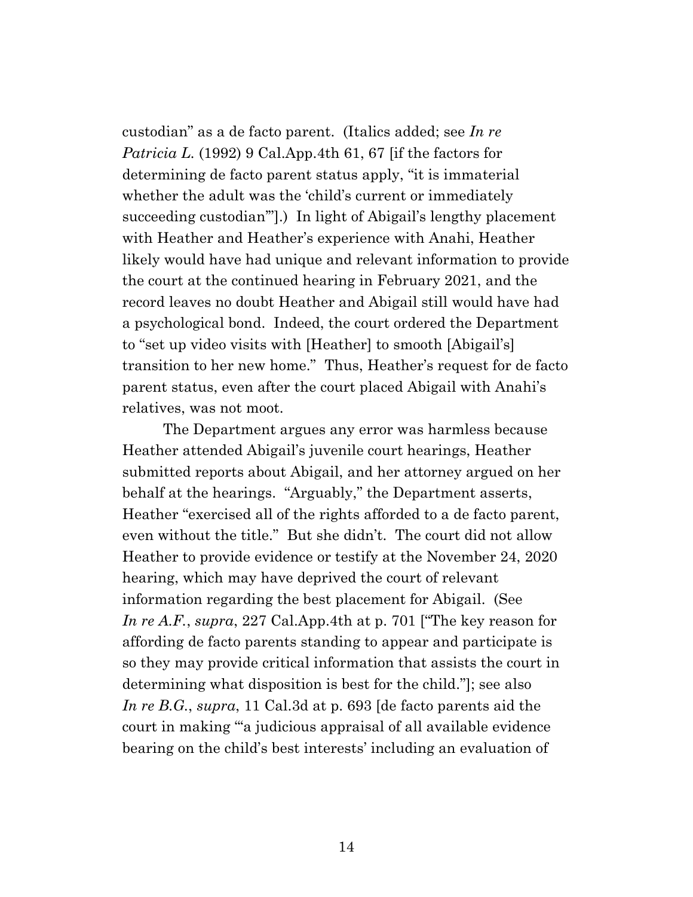custodian" as a de facto parent. (Italics added; see *In re Patricia L.* (1992) 9 Cal.App.4th 61, 67 [if the factors for determining de facto parent status apply, "it is immaterial whether the adult was the 'child's current or immediately succeeding custodian'"].) In light of Abigail's lengthy placement with Heather and Heather's experience with Anahi, Heather likely would have had unique and relevant information to provide the court at the continued hearing in February 2021, and the record leaves no doubt Heather and Abigail still would have had a psychological bond. Indeed, the court ordered the Department to "set up video visits with [Heather] to smooth [Abigail's] transition to her new home." Thus, Heather's request for de facto parent status, even after the court placed Abigail with Anahi's relatives, was not moot.

The Department argues any error was harmless because Heather attended Abigail's juvenile court hearings, Heather submitted reports about Abigail, and her attorney argued on her behalf at the hearings. "Arguably," the Department asserts, Heather "exercised all of the rights afforded to a de facto parent, even without the title." But she didn't. The court did not allow Heather to provide evidence or testify at the November 24, 2020 hearing, which may have deprived the court of relevant information regarding the best placement for Abigail. (See *In re A.F.*, *supra*, 227 Cal.App.4th at p. 701 ["The key reason for affording de facto parents standing to appear and participate is so they may provide critical information that assists the court in determining what disposition is best for the child."]; see also *In re B.G.*, *supra*, 11 Cal.3d at p. 693 [de facto parents aid the court in making "'a judicious appraisal of all available evidence bearing on the child's best interests' including an evaluation of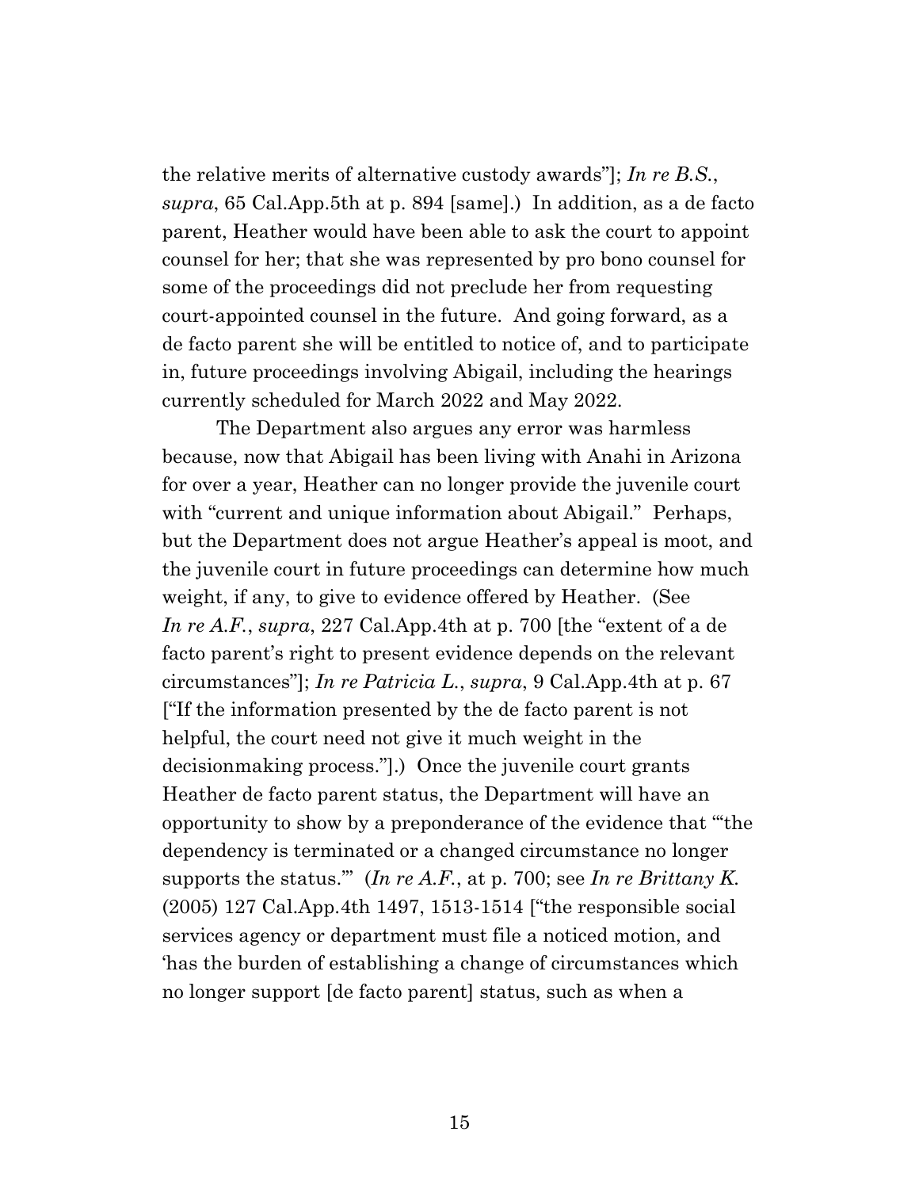the relative merits of alternative custody awards"]; *In re B.S.*, *supra*, 65 Cal.App.5th at p. 894 [same].) In addition, as a de facto parent, Heather would have been able to ask the court to appoint counsel for her; that she was represented by pro bono counsel for some of the proceedings did not preclude her from requesting court-appointed counsel in the future. And going forward, as a de facto parent she will be entitled to notice of, and to participate in, future proceedings involving Abigail, including the hearings currently scheduled for March 2022 and May 2022.

The Department also argues any error was harmless because, now that Abigail has been living with Anahi in Arizona for over a year, Heather can no longer provide the juvenile court with "current and unique information about Abigail." Perhaps, but the Department does not argue Heather's appeal is moot, and the juvenile court in future proceedings can determine how much weight, if any, to give to evidence offered by Heather. (See *In re A.F.*, *supra*, 227 Cal.App.4th at p. 700 [the "extent of a de facto parent's right to present evidence depends on the relevant circumstances"]; *In re Patricia L.*, *supra*, 9 Cal.App.4th at p. 67 ["If the information presented by the de facto parent is not helpful, the court need not give it much weight in the decisionmaking process."].) Once the juvenile court grants Heather de facto parent status, the Department will have an opportunity to show by a preponderance of the evidence that "'the dependency is terminated or a changed circumstance no longer supports the status.'" (*In re A.F.*, at p. 700; see *In re Brittany K.* (2005) 127 Cal.App.4th 1497, 1513-1514 ["the responsible social services agency or department must file a noticed motion, and 'has the burden of establishing a change of circumstances which no longer support [de facto parent] status, such as when a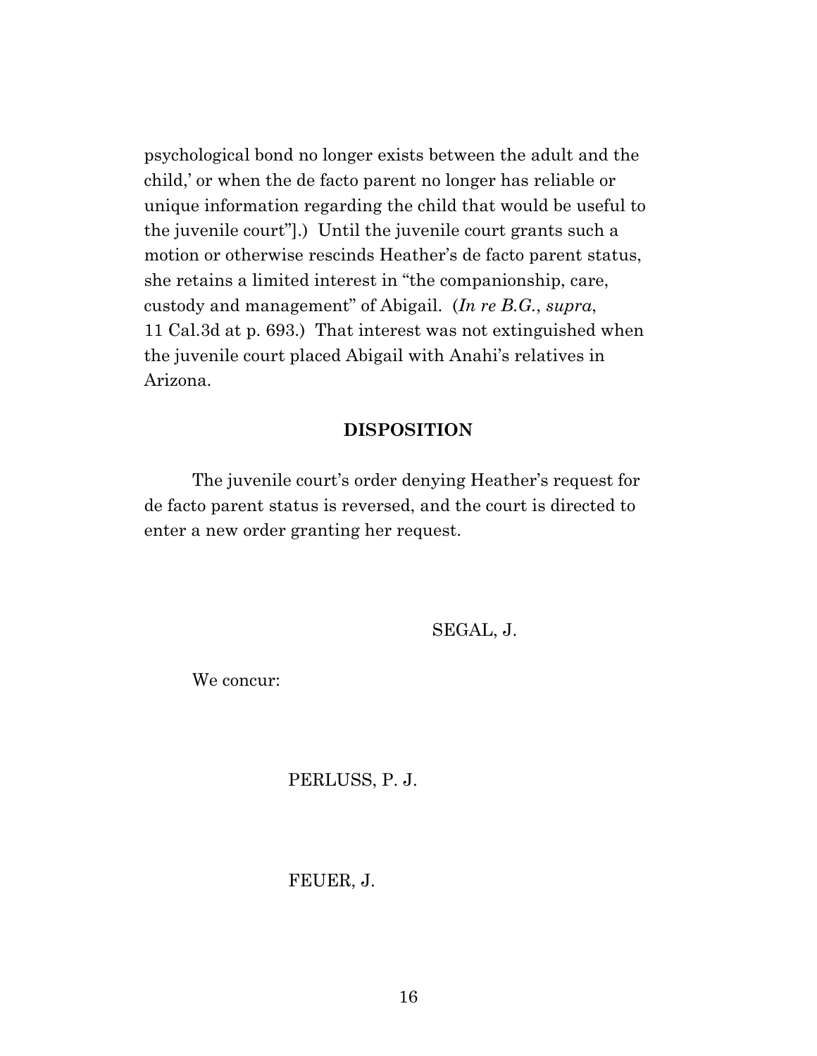psychological bond no longer exists between the adult and the child,' or when the de facto parent no longer has reliable or unique information regarding the child that would be useful to the juvenile court"].) Until the juvenile court grants such a motion or otherwise rescinds Heather's de facto parent status, she retains a limited interest in "the companionship, care, custody and management" of Abigail. (*In re B.G.*, *supra*, 11 Cal.3d at p. 693.) That interest was not extinguished when the juvenile court placed Abigail with Anahi's relatives in Arizona.

## DISPOSITION

The juvenile court's order denying Heather's request for de facto parent status is reversed, and the court is directed to enter a new order granting her request.

SEGAL, J.

We concur:

PERLUSS, P. J.

FEUER, J.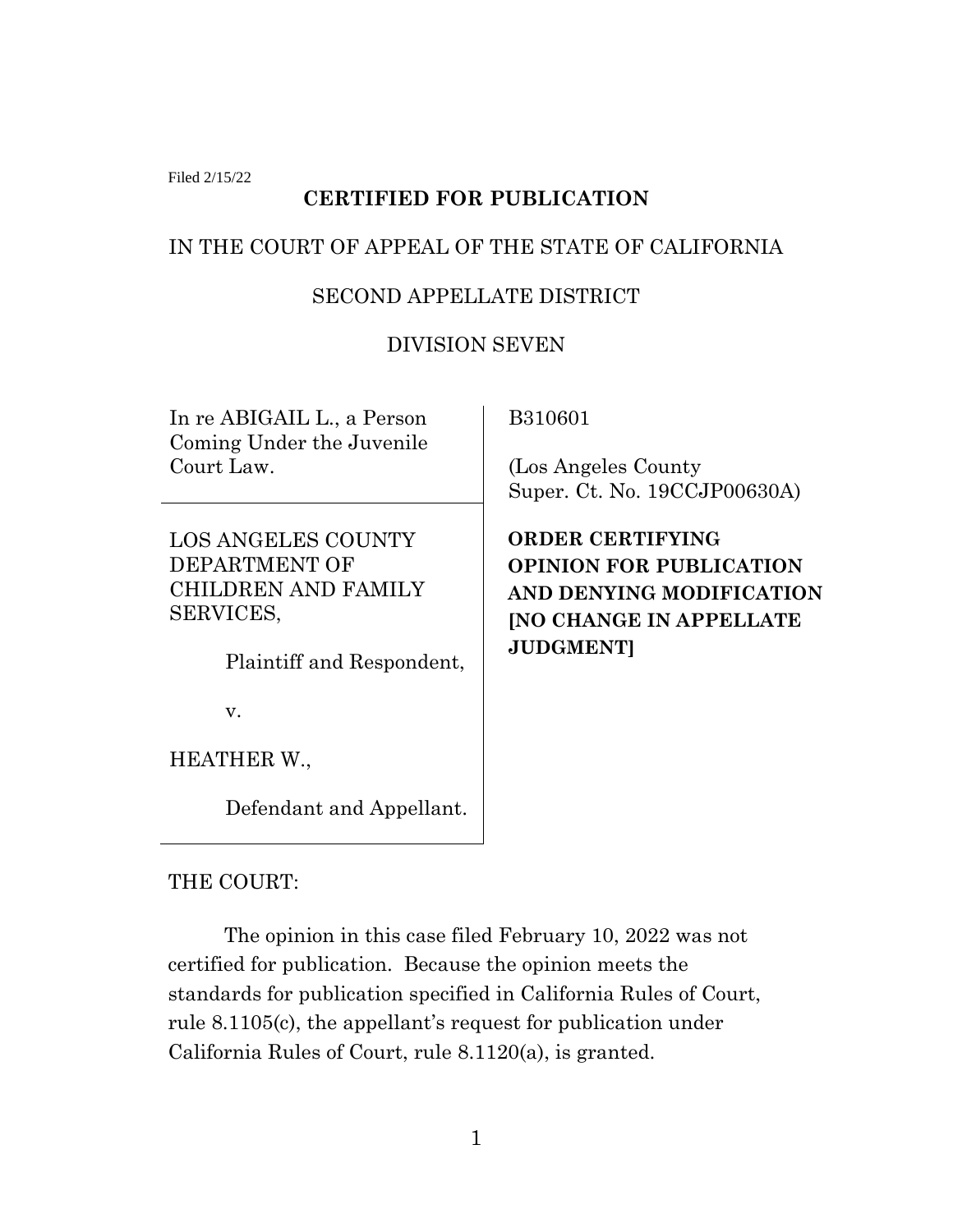Filed 2/15/22

**CERTIFIED FOR PUBLICATION**

IN THE COURT OF APPEAL OF THE STATE OF CALIFORNIA

SECOND APPELLATE DISTRICT

DIVISION SEVEN

| | |
|---|---|
| In re ABIGAIL L., a Person Coming Under the Juvenile Court Law. | B310601<br><br>(Los Angeles County Super. Ct. No. 19CCJP00630A) |
| LOS ANGELES COUNTY DEPARTMENT OF CHILDREN AND FAMILY SERVICES,<br><br>Plaintiff and Respondent,<br><br>v.<br><br>HEATHER W.,<br><br>Defendant and Appellant. | **ORDER CERTIFYING OPINION FOR PUBLICATION AND DENYING MODIFICATION [NO CHANGE IN APPELLATE JUDGMENT]** |

THE COURT:

The opinion in this case filed February 10, 2022 was not certified for publication. Because the opinion meets the standards for publication specified in California Rules of Court, rule 8.1105(c), the appellant's request for publication under California Rules of Court, rule 8.1120(a), is granted.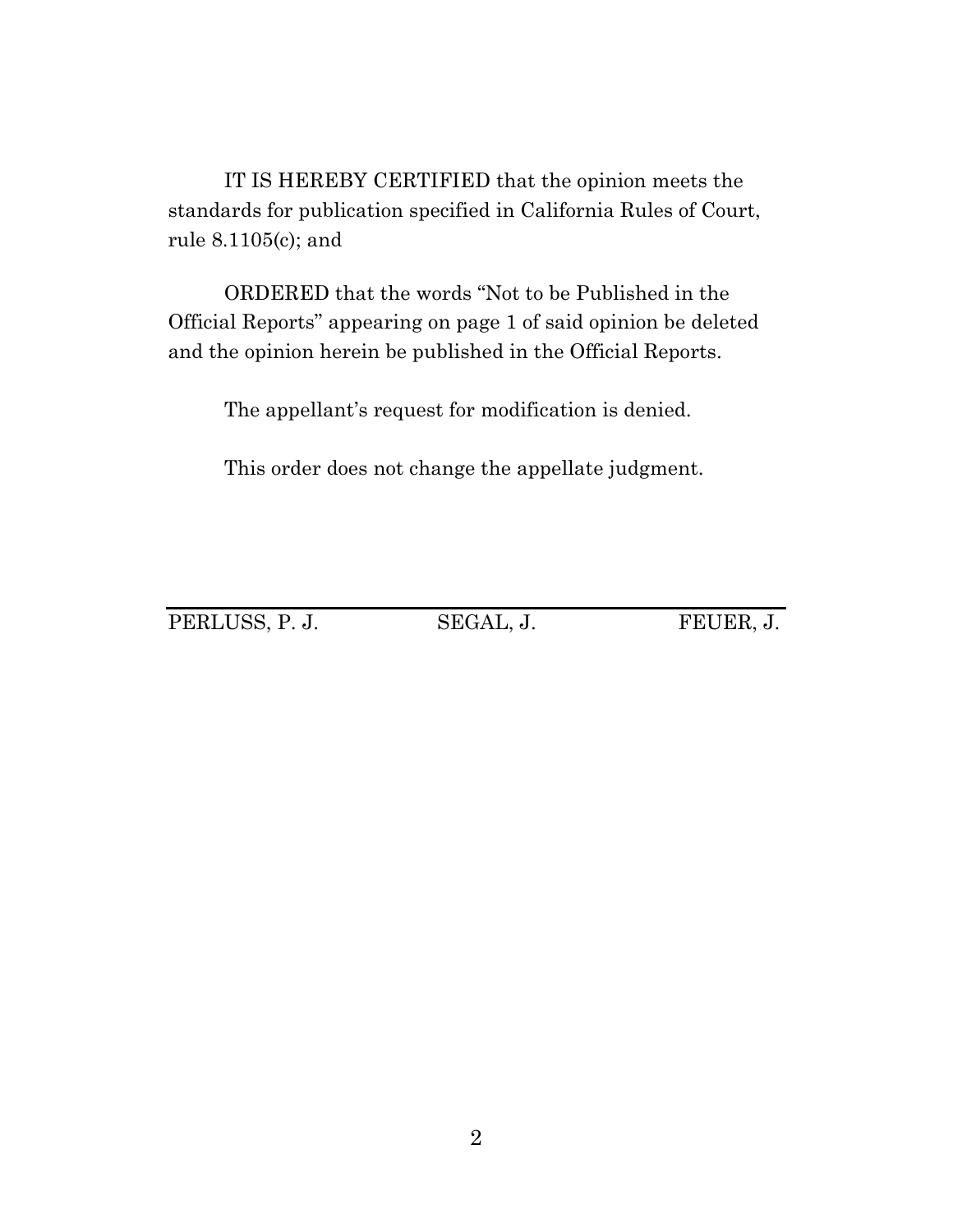IT IS HEREBY CERTIFIED that the opinion meets the standards for publication specified in California Rules of Court, rule 8.1105(c); and

ORDERED that the words "Not to be Published in the Official Reports" appearing on page 1 of said opinion be deleted and the opinion herein be published in the Official Reports.

The appellant's request for modification is denied.

This order does not change the appellate judgment.

PERLUSS, P. J. SEGAL, J. FEUER, J.